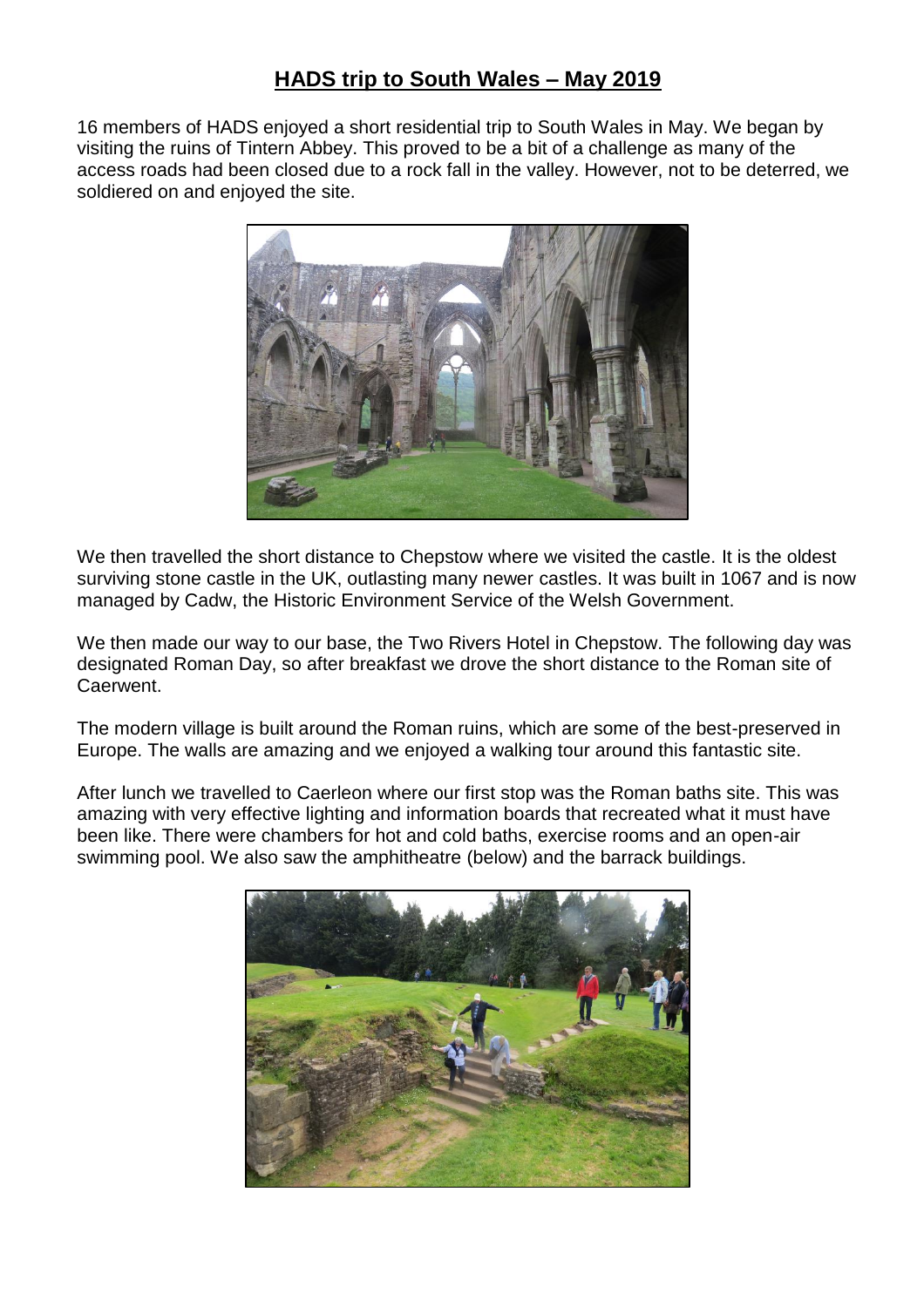# HADS trip to South Wales – May 2019

16 members of HADS enjoyed a short residential trip to South Wales in May. We began by visiting the ruins of Tintern Abbey. This proved to be a bit of a challenge as many of the access roads had been closed due to a rock fall in the valley. However, not to be deterred, we soldiered on and enjoyed the site.

We then travelled the short distance to Chepstow where we visited the castle. It is the oldest surviving stone castle in the UK, outlasting many newer castles. It was built in 1067 and is now managed by Cadw, the Historic Environment Service of the Welsh Government.

We then made our way to our base, the Two Rivers Hotel in Chepstow. The following day was designated Roman Day, so after breakfast we drove the short distance to the Roman site of Caerwent.

The modern village is built around the Roman ruins, which are some of the best-preserved in Europe. The walls are amazing and we enjoyed a walking tour around this fantastic site.

After lunch we travelled to Caerleon where our first stop was the Roman baths site. This was amazing with very effective lighting and information boards that recreated what it must have been like. There were chambers for hot and cold baths, exercise rooms and an open-air swimming pool. We also saw the amphitheatre (below) and the barrack buildings.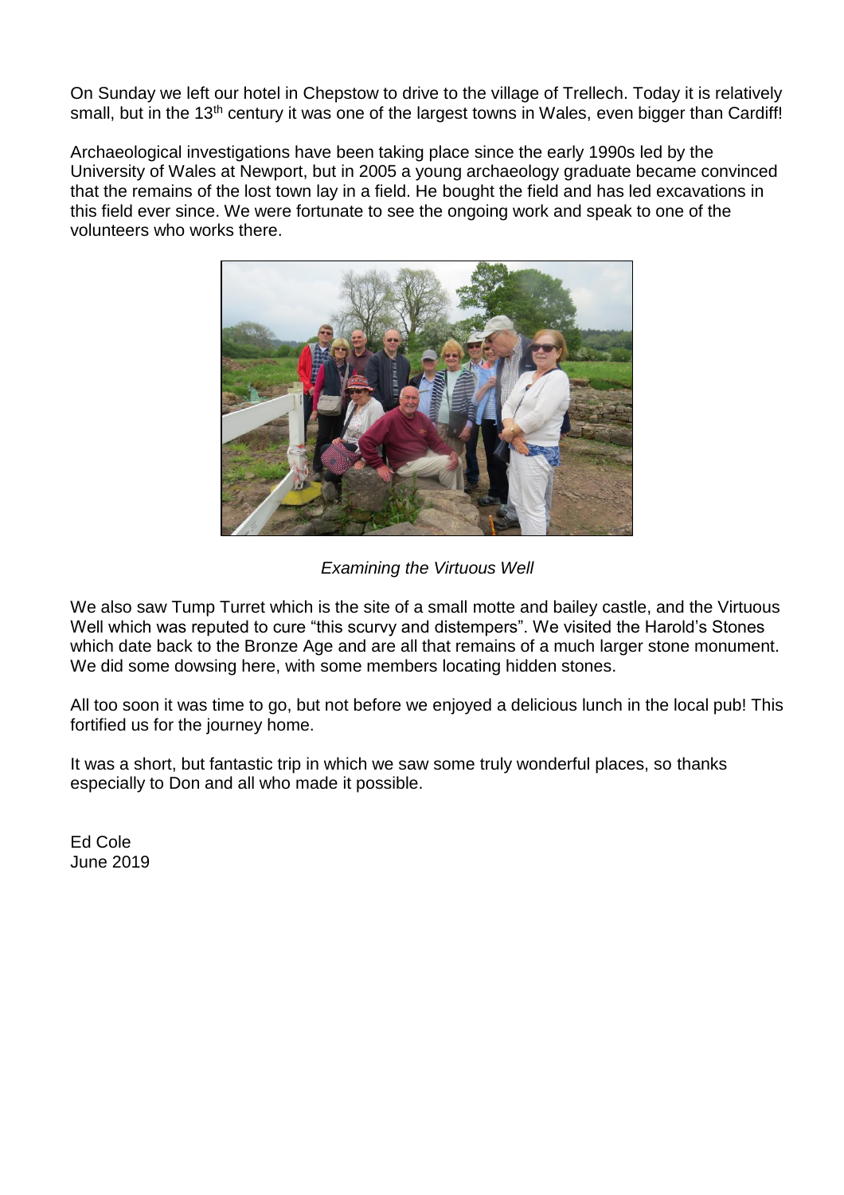On Sunday we left our hotel in Chepstow to drive to the village of Trellech. Today it is relatively small, but in the 13th century it was one of the largest towns in Wales, even bigger than Cardiff!

Archaeological investigations have been taking place since the early 1990s led by the University of Wales at Newport, but in 2005 a young archaeology graduate became convinced that the remains of the lost town lay in a field. He bought the field and has led excavations in this field ever since. We were fortunate to see the ongoing work and speak to one of the volunteers who works there.

*Examining the Virtuous Well*

We also saw Tump Turret which is the site of a small motte and bailey castle, and the Virtuous Well which was reputed to cure "this scurvy and distempers". We visited the Harold's Stones which date back to the Bronze Age and are all that remains of a much larger stone monument. We did some dowsing here, with some members locating hidden stones.

All too soon it was time to go, but not before we enjoyed a delicious lunch in the local pub! This fortified us for the journey home.

It was a short, but fantastic trip in which we saw some truly wonderful places, so thanks especially to Don and all who made it possible.

Ed Cole
June 2019